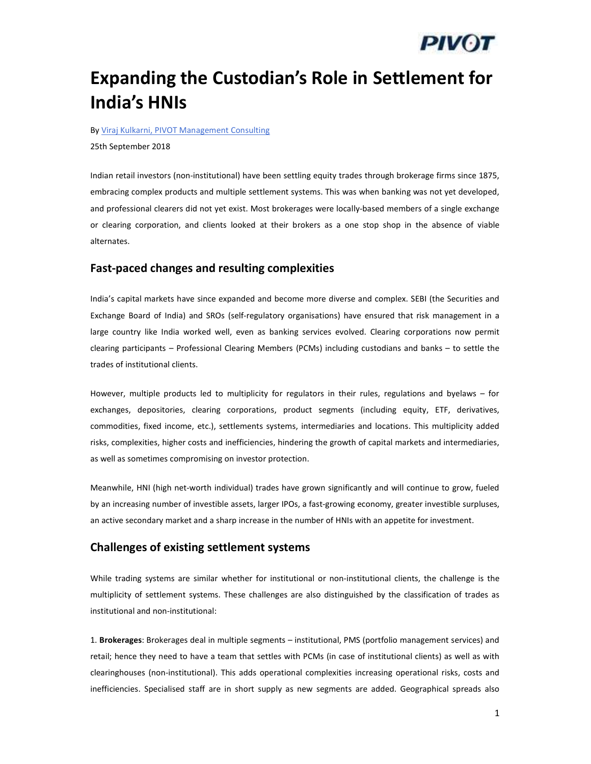# Expanding the Custodian's Role in Settlement for India's HNIs

By [Viraj Kulkarni, PIVOT Management Consulting]

25th September 2018

Indian retail investors (non-institutional) have been settling equity trades through brokerage firms since 1875, embracing complex products and multiple settlement systems. This was when banking was not yet developed, and professional clearers did not yet exist. Most brokerages were locally-based members of a single exchange or clearing corporation, and clients looked at their brokers as a one stop shop in the absence of viable alternates.

## Fast-paced changes and resulting complexities

India's capital markets have since expanded and become more diverse and complex. SEBI (the Securities and Exchange Board of India) and SROs (self-regulatory organisations) have ensured that risk management in a large country like India worked well, even as banking services evolved. Clearing corporations now permit clearing participants – Professional Clearing Members (PCMs) including custodians and banks – to settle the trades of institutional clients.

However, multiple products led to multiplicity for regulators in their rules, regulations and byelaws – for exchanges, depositories, clearing corporations, product segments (including equity, ETF, derivatives, commodities, fixed income, etc.), settlements systems, intermediaries and locations. This multiplicity added risks, complexities, higher costs and inefficiencies, hindering the growth of capital markets and intermediaries, as well as sometimes compromising on investor protection.

Meanwhile, HNI (high net-worth individual) trades have grown significantly and will continue to grow, fueled by an increasing number of investible assets, larger IPOs, a fast-growing economy, greater investible surpluses, an active secondary market and a sharp increase in the number of HNIs with an appetite for investment.

## Challenges of existing settlement systems

While trading systems are similar whether for institutional or non-institutional clients, the challenge is the multiplicity of settlement systems. These challenges are also distinguished by the classification of trades as institutional and non-institutional:

1. **Brokerages**: Brokerages deal in multiple segments – institutional, PMS (portfolio management services) and retail; hence they need to have a team that settles with PCMs (in case of institutional clients) as well as with clearinghouses (non-institutional). This adds operational complexities increasing operational risks, costs and inefficiencies. Specialised staff are in short supply as new segments are added. Geographical spreads also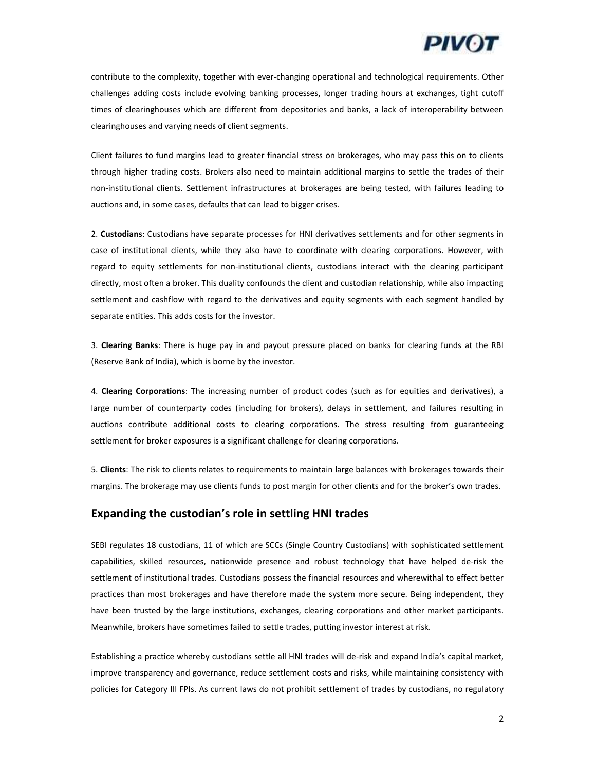contribute to the complexity, together with ever-changing operational and technological requirements. Other challenges adding costs include evolving banking processes, longer trading hours at exchanges, tight cutoff times of clearinghouses which are different from depositories and banks, a lack of interoperability between clearinghouses and varying needs of client segments.

Client failures to fund margins lead to greater financial stress on brokerages, who may pass this on to clients through higher trading costs. Brokers also need to maintain additional margins to settle the trades of their non-institutional clients. Settlement infrastructures at brokerages are being tested, with failures leading to auctions and, in some cases, defaults that can lead to bigger crises.

2. **Custodians**: Custodians have separate processes for HNI derivatives settlements and for other segments in case of institutional clients, while they also have to coordinate with clearing corporations. However, with regard to equity settlements for non-institutional clients, custodians interact with the clearing participant directly, most often a broker. This duality confounds the client and custodian relationship, while also impacting settlement and cashflow with regard to the derivatives and equity segments with each segment handled by separate entities. This adds costs for the investor.

3. **Clearing Banks**: There is huge pay in and payout pressure placed on banks for clearing funds at the RBI (Reserve Bank of India), which is borne by the investor.

4. **Clearing Corporations**: The increasing number of product codes (such as for equities and derivatives), a large number of counterparty codes (including for brokers), delays in settlement, and failures resulting in auctions contribute additional costs to clearing corporations. The stress resulting from guaranteeing settlement for broker exposures is a significant challenge for clearing corporations.

5. **Clients**: The risk to clients relates to requirements to maintain large balances with brokerages towards their margins. The brokerage may use clients funds to post margin for other clients and for the broker's own trades.

## Expanding the custodian's role in settling HNI trades

SEBI regulates 18 custodians, 11 of which are SCCs (Single Country Custodians) with sophisticated settlement capabilities, skilled resources, nationwide presence and robust technology that have helped de-risk the settlement of institutional trades. Custodians possess the financial resources and wherewithal to effect better practices than most brokerages and have therefore made the system more secure. Being independent, they have been trusted by the large institutions, exchanges, clearing corporations and other market participants. Meanwhile, brokers have sometimes failed to settle trades, putting investor interest at risk.

Establishing a practice whereby custodians settle all HNI trades will de-risk and expand India's capital market, improve transparency and governance, reduce settlement costs and risks, while maintaining consistency with policies for Category III FPIs. As current laws do not prohibit settlement of trades by custodians, no regulatory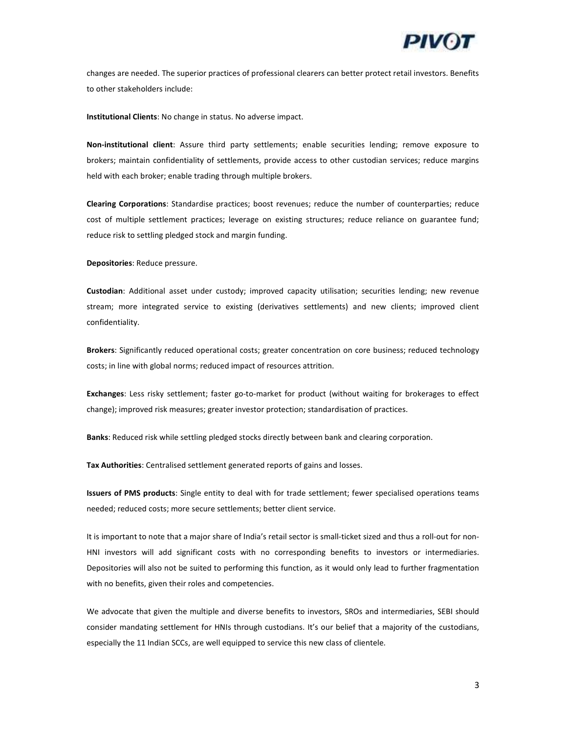changes are needed. The superior practices of professional clearers can better protect retail investors. Benefits to other stakeholders include:

**Institutional Clients**: No change in status. No adverse impact.

**Non-institutional client**: Assure third party settlements; enable securities lending; remove exposure to brokers; maintain confidentiality of settlements, provide access to other custodian services; reduce margins held with each broker; enable trading through multiple brokers.

**Clearing Corporations**: Standardise practices; boost revenues; reduce the number of counterparties; reduce cost of multiple settlement practices; leverage on existing structures; reduce reliance on guarantee fund; reduce risk to settling pledged stock and margin funding.

**Depositories**: Reduce pressure.

**Custodian**: Additional asset under custody; improved capacity utilisation; securities lending; new revenue stream; more integrated service to existing (derivatives settlements) and new clients; improved client confidentiality.

**Brokers**: Significantly reduced operational costs; greater concentration on core business; reduced technology costs; in line with global norms; reduced impact of resources attrition.

**Exchanges**: Less risky settlement; faster go-to-market for product (without waiting for brokerages to effect change); improved risk measures; greater investor protection; standardisation of practices.

**Banks**: Reduced risk while settling pledged stocks directly between bank and clearing corporation.

**Tax Authorities**: Centralised settlement generated reports of gains and losses.

**Issuers of PMS products**: Single entity to deal with for trade settlement; fewer specialised operations teams needed; reduced costs; more secure settlements; better client service.

It is important to note that a major share of India's retail sector is small-ticket sized and thus a roll-out for non-HNI investors will add significant costs with no corresponding benefits to investors or intermediaries. Depositories will also not be suited to performing this function, as it would only lead to further fragmentation with no benefits, given their roles and competencies.

We advocate that given the multiple and diverse benefits to investors, SROs and intermediaries, SEBI should consider mandating settlement for HNIs through custodians. It's our belief that a majority of the custodians, especially the 11 Indian SCCs, are well equipped to service this new class of clientele.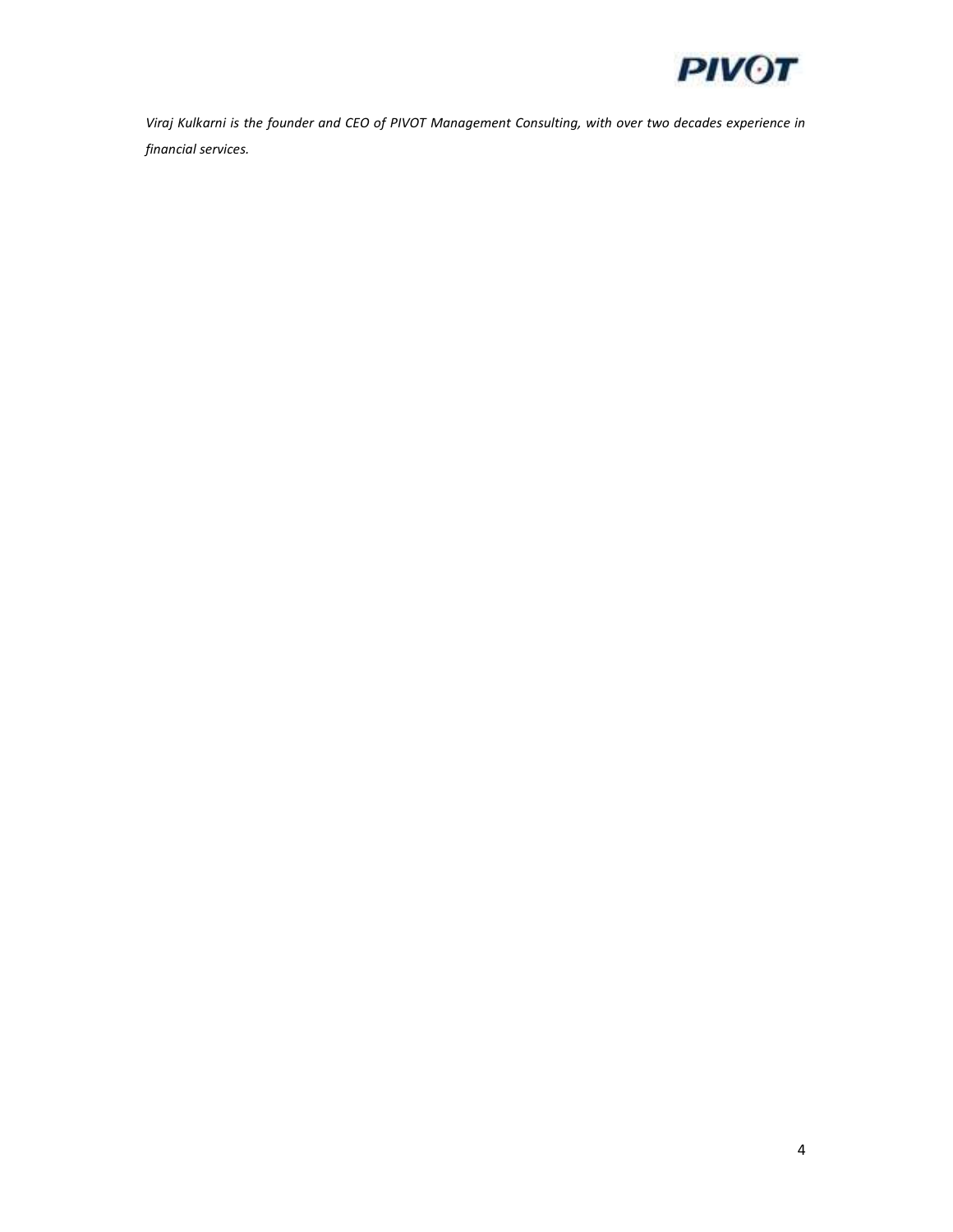*Viraj Kulkarni is the founder and CEO of PIVOT Management Consulting, with over two decades experience in financial services.*